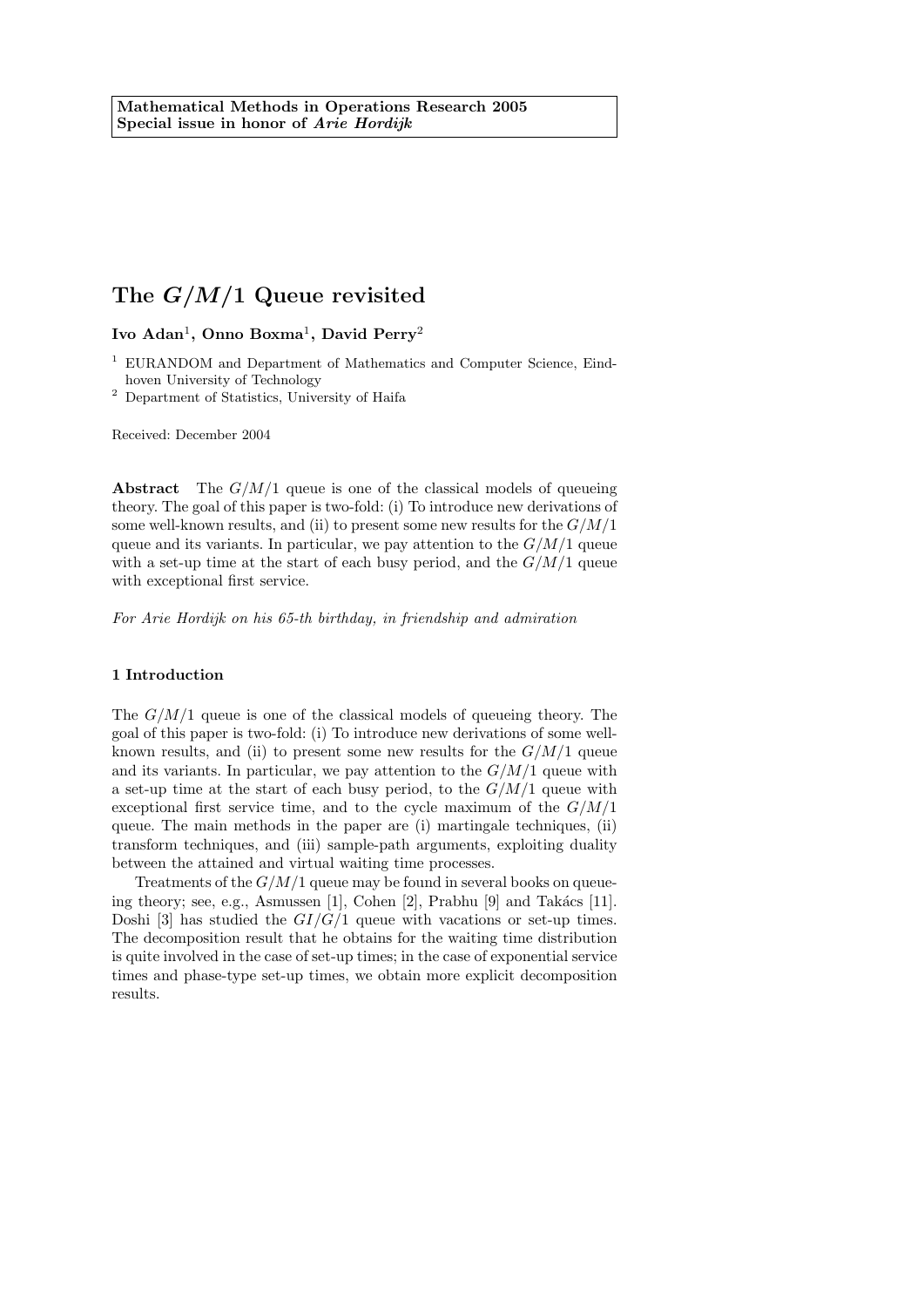**Mathematical Methods in Operations Research 2005**
**Special issue in honor of *Arie Hordijk***

# The $G/M/1$ Queue revisited

**Ivo Adan**[1], **Onno Boxma**[1], **David Perry**[2]

[1] EURANDOM and Department of Mathematics and Computer Science, Eindhoven University of Technology
[2] Department of Statistics, University of Haifa

Received: December 2004

**Abstract** The $G/M/1$ queue is one of the classical models of queueing theory. The goal of this paper is two-fold: (i) To introduce new derivations of some well-known results, and (ii) to present some new results for the $G/M/1$ queue and its variants. In particular, we pay attention to the $G/M/1$ queue with a set-up time at the start of each busy period, and the $G/M/1$ queue with exceptional first service.

*For Arie Hordijk on his 65-th birthday, in friendship and admiration*

## 1 Introduction

The $G/M/1$ queue is one of the classical models of queueing theory. The goal of this paper is two-fold: (i) To introduce new derivations of some well-known results, and (ii) to present some new results for the $G/M/1$ queue and its variants. In particular, we pay attention to the $G/M/1$ queue with a set-up time at the start of each busy period, to the $G/M/1$ queue with exceptional first service time, and to the cycle maximum of the $G/M/1$ queue. The main methods in the paper are (i) martingale techniques, (ii) transform techniques, and (iii) sample-path arguments, exploiting duality between the attained and virtual waiting time processes.

Treatments of the $G/M/1$ queue may be found in several books on queueing theory; see, e.g., Asmussen [1], Cohen [2], Prabhu [9] and Takács [11]. Doshi [3] has studied the $GI/G/1$ queue with vacations or set-up times. The decomposition result that he obtains for the waiting time distribution is quite involved in the case of set-up times; in the case of exponential service times and phase-type set-up times, we obtain more explicit decomposition results.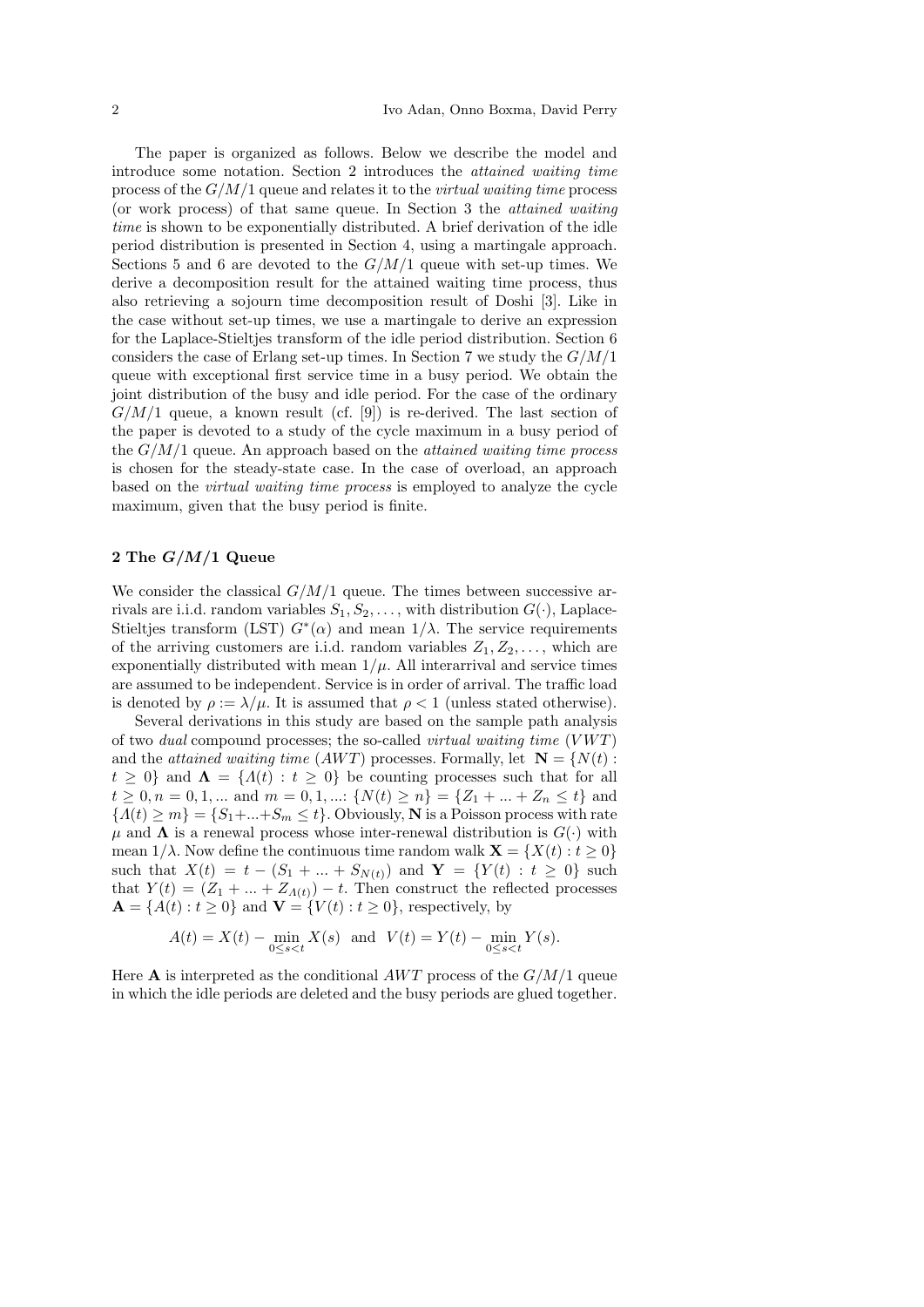The paper is organized as follows. Below we describe the model and introduce some notation. Section 2 introduces the *attained waiting time* process of the $G/M/1$ queue and relates it to the *virtual waiting time* process (or work process) of that same queue. In Section 3 the *attained waiting time* is shown to be exponentially distributed. A brief derivation of the idle period distribution is presented in Section 4, using a martingale approach. Sections 5 and 6 are devoted to the $G/M/1$ queue with set-up times. We derive a decomposition result for the attained waiting time process, thus also retrieving a sojourn time decomposition result of Doshi [3]. Like in the case without set-up times, we use a martingale to derive an expression for the Laplace-Stieltjes transform of the idle period distribution. Section 6 considers the case of Erlang set-up times. In Section 7 we study the $G/M/1$ queue with exceptional first service time in a busy period. We obtain the joint distribution of the busy and idle period. For the case of the ordinary $G/M/1$ queue, a known result (cf. [9]) is re-derived. The last section of the paper is devoted to a study of the cycle maximum in a busy period of the $G/M/1$ queue. An approach based on the *attained waiting time process* is chosen for the steady-state case. In the case of overload, an approach based on the *virtual waiting time process* is employed to analyze the cycle maximum, given that the busy period is finite.

## 2 The $G/M/1$ Queue

We consider the classical $G/M/1$ queue. The times between successive arrivals are i.i.d. random variables $S_1, S_2, \ldots$, with distribution $G(\cdot)$, Laplace-Stieltjes transform (LST) $G^*(\alpha)$ and mean $1/\lambda$. The service requirements of the arriving customers are i.i.d. random variables $Z_1, Z_2, \ldots$, which are exponentially distributed with mean $1/\mu$. All interarrival and service times are assumed to be independent. Service is in order of arrival. The traffic load is denoted by $\rho := \lambda/\mu$. It is assumed that $\rho < 1$ (unless stated otherwise).

Several derivations in this study are based on the sample path analysis of two *dual* compound processes; the so-called *virtual waiting time* ($VWT$) and the *attained waiting time* ($AWT$) processes. Formally, let $\mathbf{N} = \{N(t) : t \geq 0\}$ and $\mathbf{\Lambda} = \{\Lambda(t) : t \geq 0\}$ be counting processes such that for all $t \geq 0, n = 0, 1, \ldots$ and $m = 0, 1, \ldots$: $\{N(t) \geq n\} = \{Z_1 + \ldots + Z_n \leq t\}$ and $\{\Lambda(t) \geq m\} = \{S_1 + \ldots + S_m \leq t\}$. Obviously, $\mathbf{N}$ is a Poisson process with rate $\mu$ and $\mathbf{\Lambda}$ is a renewal process whose inter-renewal distribution is $G(\cdot)$ with mean $1/\lambda$. Now define the continuous time random walk $\mathbf{X} = \{X(t) : t \geq 0\}$ such that $X(t) = t - (S_1 + \ldots + S_{N(t)})$ and $\mathbf{Y} = \{Y(t) : t \geq 0\}$ such that $Y(t) = (Z_1 + \ldots + Z_{\Lambda(t)}) - t$. Then construct the reflected processes $\mathbf{A} = \{A(t) : t \geq 0\}$ and $\mathbf{V} = \{V(t) : t \geq 0\}$, respectively, by

$$A(t) = X(t) - \min_{0 \leq s < t} X(s) \quad \text{and} \quad V(t) = Y(t) - \min_{0 \leq s < t} Y(s).$$

Here $\mathbf{A}$ is interpreted as the conditional $AWT$ process of the $G/M/1$ queue in which the idle periods are deleted and the busy periods are glued together.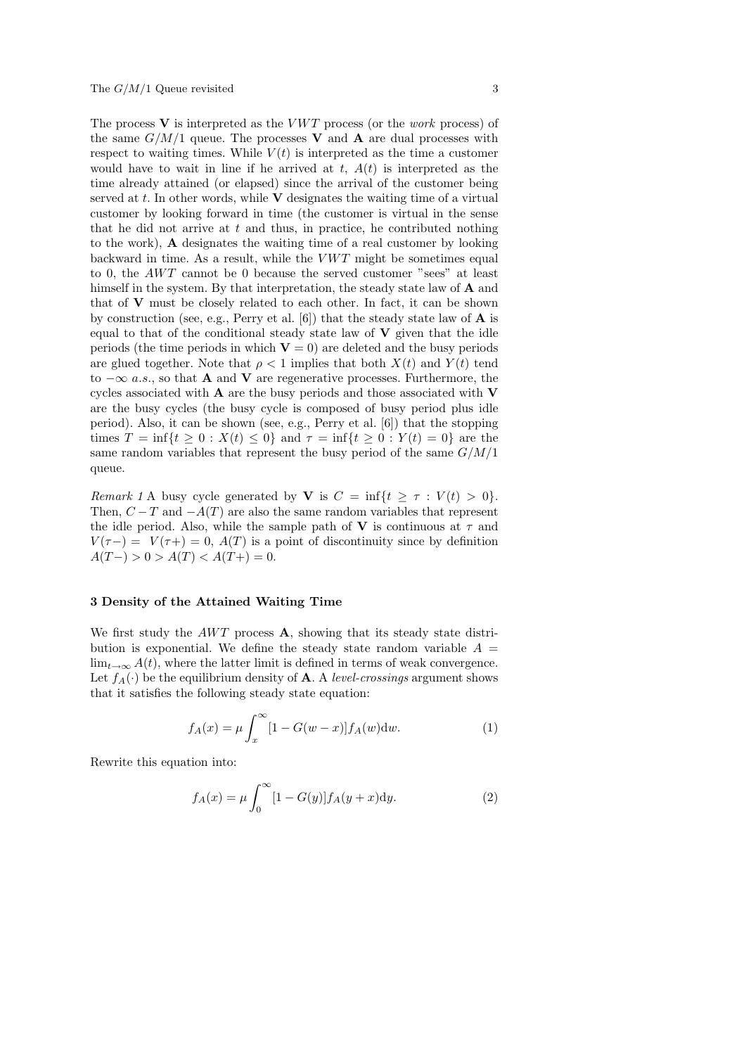The process $\mathbf{V}$ is interpreted as the $VWT$ process (or the *work* process) of the same $G/M/1$ queue. The processes $\mathbf{V}$ and $\mathbf{A}$ are dual processes with respect to waiting times. While $V(t)$ is interpreted as the time a customer would have to wait in line if he arrived at $t$, $A(t)$ is interpreted as the time already attained (or elapsed) since the arrival of the customer being served at $t$. In other words, while $\mathbf{V}$ designates the waiting time of a virtual customer by looking forward in time (the customer is virtual in the sense that he did not arrive at $t$ and thus, in practice, he contributed nothing to the work), $\mathbf{A}$ designates the waiting time of a real customer by looking backward in time. As a result, while the $VWT$ might be sometimes equal to 0, the $AWT$ cannot be 0 because the served customer "sees" at least himself in the system. By that interpretation, the steady state law of $\mathbf{A}$ and that of $\mathbf{V}$ must be closely related to each other. In fact, it can be shown by construction (see, e.g., Perry et al. [6]) that the steady state law of $\mathbf{A}$ is equal to that of the conditional steady state law of $\mathbf{V}$ given that the idle periods (the time periods in which $\mathbf{V} = 0$) are deleted and the busy periods are glued together. Note that $\rho < 1$ implies that both $X(t)$ and $Y(t)$ tend to $-\infty$ *a.s.*, so that $\mathbf{A}$ and $\mathbf{V}$ are regenerative processes. Furthermore, the cycles associated with $\mathbf{A}$ are the busy periods and those associated with $\mathbf{V}$ are the busy cycles (the busy cycle is composed of busy period plus idle period). Also, it can be shown (see, e.g., Perry et al. [6]) that the stopping times $T = \inf\{t \geq 0 : X(t) \leq 0\}$ and $\tau = \inf\{t \geq 0 : Y(t) = 0\}$ are the same random variables that represent the busy period of the same $G/M/1$ queue.

*Remark 1* A busy cycle generated by $\mathbf{V}$ is $C = \inf\{t \geq \tau : V(t) > 0\}$. Then, $C - T$ and $-A(T)$ are also the same random variables that represent the idle period. Also, while the sample path of $\mathbf{V}$ is continuous at $\tau$ and $V(\tau-) = V(\tau+) = 0$, $A(T)$ is a point of discontinuity since by definition $A(T-) > 0 > A(T) < A(T+) = 0$.

### 3 Density of the Attained Waiting Time

We first study the $AWT$ process $\mathbf{A}$, showing that its steady state distribution is exponential. We define the steady state random variable $A = \lim_{t\to\infty} A(t)$, where the latter limit is defined in terms of weak convergence. Let $f_A(\cdot)$ be the equilibrium density of $\mathbf{A}$. A *level-crossings* argument shows that it satisfies the following steady state equation:

$$f_A(x) = \mu \int_x^\infty [1 - G(w - x)] f_A(w) \mathrm{d}w. \tag{1}$$

Rewrite this equation into:

$$f_A(x) = \mu \int_0^\infty [1 - G(y)] f_A(y + x) \mathrm{d}y. \tag{2}$$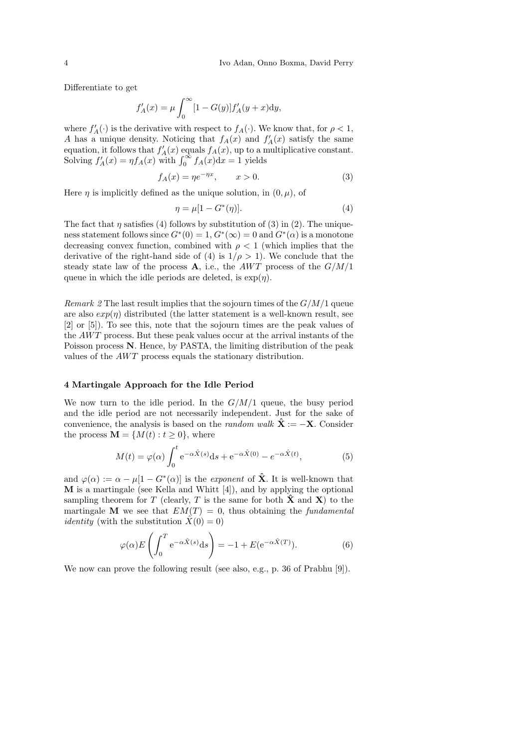Differentiate to get

$$f'_A(x) = \mu \int_0^\infty [1 - G(y)] f'_A(y + x) \mathrm{d}y,$$

where $f'_A(\cdot)$ is the derivative with respect to $f_A(\cdot)$. We know that, for $\rho < 1$, $A$ has a unique density. Noticing that $f_A(x)$ and $f'_A(x)$ satisfy the same equation, it follows that $f'_A(x)$ equals $f_A(x)$, up to a multiplicative constant. Solving $f'_A(x) = \eta f_A(x)$ with $\int_0^\infty f_A(x)\mathrm{d}x = 1$ yields

$$f_A(x) = \eta e^{-\eta x}, \qquad x > 0. \tag{3}$$

Here $\eta$ is implicitly defined as the unique solution, in $(0, \mu)$, of

$$\eta = \mu[1 - G^*(\eta)]. \tag{4}$$

The fact that $\eta$ satisfies (4) follows by substitution of (3) in (2). The uniqueness statement follows since $G^*(0) = 1$, $G^*(\infty) = 0$ and $G^*(\alpha)$ is a monotone decreasing convex function, combined with $\rho < 1$ (which implies that the derivative of the right-hand side of (4) is $1/\rho > 1$). We conclude that the steady state law of the process $\mathbf{A}$, i.e., the $AWT$ process of the $G/M/1$ queue in which the idle periods are deleted, is $\exp(\eta)$.

*Remark 2* The last result implies that the sojourn times of the $G/M/1$ queue are also $exp(\eta)$ distributed (the latter statement is a well-known result, see [2] or [5]). To see this, note that the sojourn times are the peak values of the $AWT$ process. But these peak values occur at the arrival instants of the Poisson process $\mathbf{N}$. Hence, by PASTA, the limiting distribution of the peak values of the $AWT$ process equals the stationary distribution.

## 4 Martingale Approach for the Idle Period

We now turn to the idle period. In the $G/M/1$ queue, the busy period and the idle period are not necessarily independent. Just for the sake of convenience, the analysis is based on the *random walk* $\hat{\mathbf{X}} := -\mathbf{X}$. Consider the process $\mathbf{M} = \{M(t) : t \geq 0\}$, where

$$M(t) = \varphi(\alpha) \int_0^t \mathrm{e}^{-\alpha \hat{X}(s)} \mathrm{d}s + \mathrm{e}^{-\alpha \hat{X}(0)} - e^{-\alpha \hat{X}(t)}, \tag{5}$$

and $\varphi(\alpha) := \alpha - \mu[1 - G^*(\alpha)]$ is the *exponent* of $\hat{\mathbf{X}}$. It is well-known that $\mathbf{M}$ is a martingale (see Kella and Whitt [4]), and by applying the optional sampling theorem for $T$ (clearly, $T$ is the same for both $\hat{\mathbf{X}}$ and $\mathbf{X}$) to the martingale $\mathbf{M}$ we see that $EM(T) = 0$, thus obtaining the *fundamental identity* (with the substitution $\hat{X}(0) = 0$)

$$\varphi(\alpha) E\left(\int_0^T \mathrm{e}^{-\alpha \hat{X}(s)} \mathrm{d}s\right) = -1 + E(\mathrm{e}^{-\alpha \hat{X}(T)}). \tag{6}$$

We now can prove the following result (see also, e.g., p. 36 of Prabhu [9]).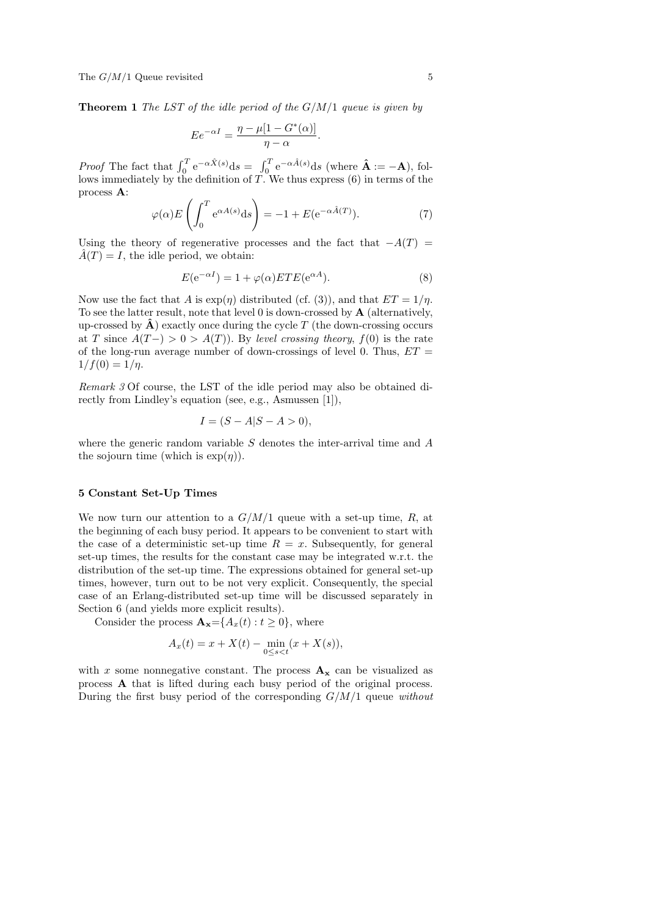**Theorem 1** *The LST of the idle period of the $G/M/1$ queue is given by*

$$Ee^{-\alpha I} = \frac{\eta - \mu[1 - G^*(\alpha)]}{\eta - \alpha}.$$

*Proof* The fact that $\int_0^T e^{-\alpha \hat{X}(s)} ds = \int_0^T e^{-\alpha \hat{A}(s)} ds$ (where $\hat{\mathbf{A}} := -\mathbf{A}$), follows immediately by the definition of $T$. We thus express (6) in terms of the process $\mathbf{A}$:

$$\varphi(\alpha) E\left(\int_0^T e^{\alpha A(s)} ds\right) = -1 + E(e^{-\alpha \hat{A}(T)}). \tag{7}$$

Using the theory of regenerative processes and the fact that $-A(T) = \hat{A}(T) = I$, the idle period, we obtain:

$$E(e^{-\alpha I}) = 1 + \varphi(\alpha) ET E(e^{\alpha A}). \tag{8}$$

Now use the fact that $A$ is $\exp(\eta)$ distributed (cf. (3)), and that $ET = 1/\eta$. To see the latter result, note that level 0 is down-crossed by $\mathbf{A}$ (alternatively, up-crossed by $\hat{\mathbf{A}}$) exactly once during the cycle $T$ (the down-crossing occurs at $T$ since $A(T-) > 0 > A(T)$). By *level crossing theory*, $f(0)$ is the rate of the long-run average number of down-crossings of level 0. Thus, $ET = 1/f(0) = 1/\eta$.

*Remark 3* Of course, the LST of the idle period may also be obtained directly from Lindley's equation (see, e.g., Asmussen [1]),

$$I = (S - A | S - A > 0),$$

where the generic random variable $S$ denotes the inter-arrival time and $A$ the sojourn time (which is $\exp(\eta)$).

## 5 Constant Set-Up Times

We now turn our attention to a $G/M/1$ queue with a set-up time, $R$, at the beginning of each busy period. It appears to be convenient to start with the case of a deterministic set-up time $R = x$. Subsequently, for general set-up times, the results for the constant case may be integrated w.r.t. the distribution of the set-up time. The expressions obtained for general set-up times, however, turn out to be not very explicit. Consequently, the special case of an Erlang-distributed set-up time will be discussed separately in Section 6 (and yields more explicit results).

Consider the process $\mathbf{A_x}$=$\{A_x(t) : t \geq 0\}$, where

$$A_x(t) = x + X(t) - \min_{0 \leq s < t}(x + X(s)),$$

with $x$ some nonnegative constant. The process $\mathbf{A_x}$ can be visualized as process $\mathbf{A}$ that is lifted during each busy period of the original process. During the first busy period of the corresponding $G/M/1$ queue *without*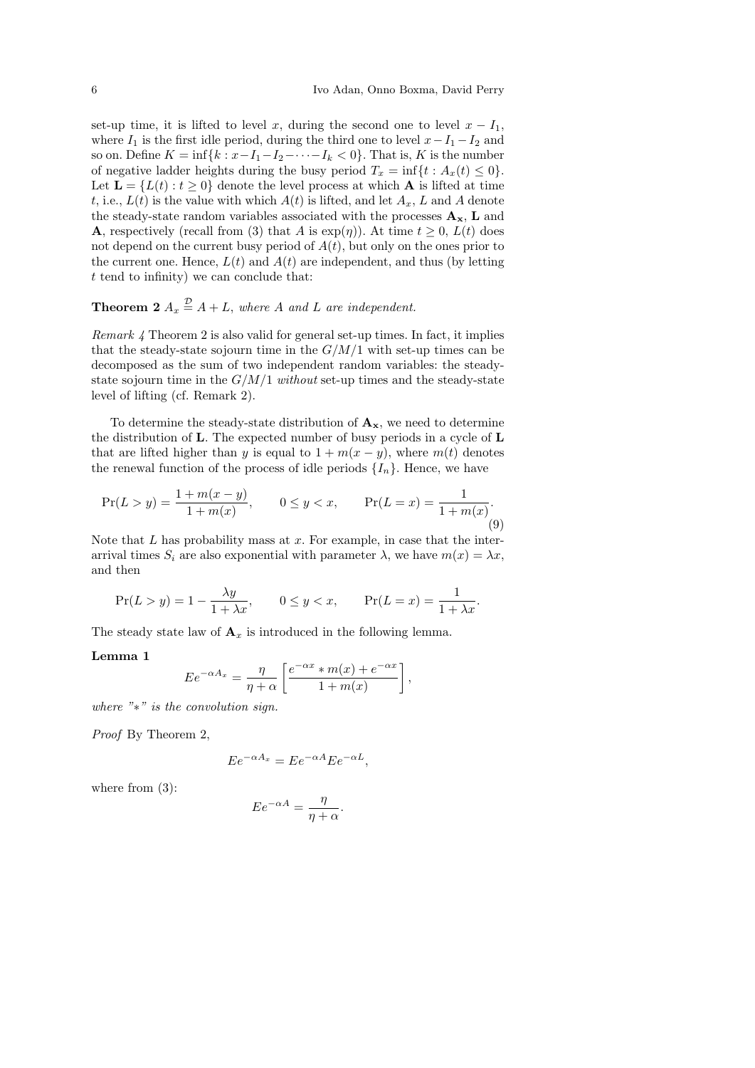set-up time, it is lifted to level $x$, during the second one to level $x - I_1$, where $I_1$ is the first idle period, during the third one to level $x - I_1 - I_2$ and so on. Define $K = \inf\{k : x - I_1 - I_2 - \cdots - I_k < 0\}$. That is, $K$ is the number of negative ladder heights during the busy period $T_x = \inf\{t : A_x(t) \leq 0\}$. Let $\mathbf{L} = \{L(t) : t \geq 0\}$ denote the level process at which $\mathbf{A}$ is lifted at time $t$, i.e., $L(t)$ is the value with which $A(t)$ is lifted, and let $A_x$, $L$ and $A$ denote the steady-state random variables associated with the processes $\mathbf{A_x}$, $\mathbf{L}$ and $\mathbf{A}$, respectively (recall from (3) that $A$ is $\exp(\eta)$). At time $t \geq 0$, $L(t)$ does not depend on the current busy period of $A(t)$, but only on the ones prior to the current one. Hence, $L(t)$ and $A(t)$ are independent, and thus (by letting $t$ tend to infinity) we can conclude that:

**Theorem 2** $A_x \stackrel{\mathcal{D}}{=} A + L$, *where $A$ and $L$ are independent.*

*Remark 4* Theorem 2 is also valid for general set-up times. In fact, it implies that the steady-state sojourn time in the $G/M/1$ with set-up times can be decomposed as the sum of two independent random variables: the steady-state sojourn time in the $G/M/1$ *without* set-up times and the steady-state level of lifting (cf. Remark 2).

To determine the steady-state distribution of $\mathbf{A_x}$, we need to determine the distribution of $\mathbf{L}$. The expected number of busy periods in a cycle of $\mathbf{L}$ that are lifted higher than $y$ is equal to $1 + m(x - y)$, where $m(t)$ denotes the renewal function of the process of idle periods $\{I_n\}$. Hence, we have

$$\Pr(L > y) = \frac{1 + m(x-y)}{1 + m(x)}, \qquad 0 \leq y < x, \qquad \Pr(L = x) = \frac{1}{1 + m(x)}. \tag{9}$$

Note that $L$ has probability mass at $x$. For example, in case that the inter-arrival times $S_i$ are also exponential with parameter $\lambda$, we have $m(x) = \lambda x$, and then

$$\Pr(L > y) = 1 - \frac{\lambda y}{1 + \lambda x}, \qquad 0 \leq y < x, \qquad \Pr(L = x) = \frac{1}{1 + \lambda x}.$$

The steady state law of $\mathbf{A}_x$ is introduced in the following lemma.

**Lemma 1**

$$Ee^{-\alpha A_x} = \frac{\eta}{\eta + \alpha} \left[ \frac{e^{-\alpha x} * m(x) + e^{-\alpha x}}{1 + m(x)} \right],$$

*where "$*$" is the convolution sign.*

*Proof* By Theorem 2,

$$Ee^{-\alpha A_x} = Ee^{-\alpha A} Ee^{-\alpha L},$$

where from (3):

$$Ee^{-\alpha A} = \frac{\eta}{\eta + \alpha}.$$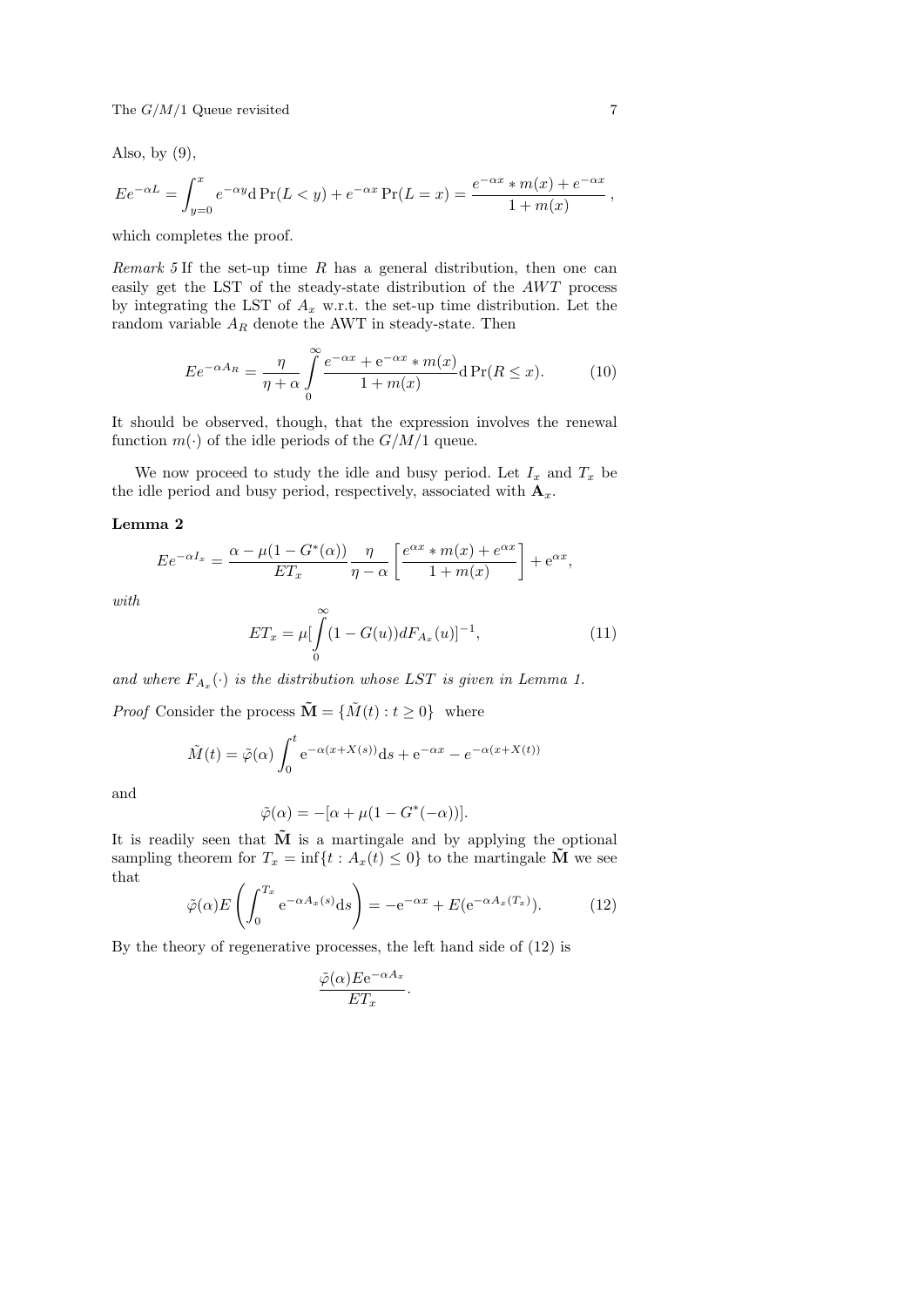Also, by (9),

$$
Ee^{-\alpha L} = \int_{y=0}^{x} e^{-\alpha y} \mathrm{d}\Pr(L < y) + e^{-\alpha x}\Pr(L = x) = \frac{e^{-\alpha x} * m(x) + e^{-\alpha x}}{1 + m(x)}\,,
$$

which completes the proof.

*Remark 5* If the set-up time $R$ has a general distribution, then one can easily get the LST of the steady-state distribution of the $AWT$ process by integrating the LST of $A_x$ w.r.t. the set-up time distribution. Let the random variable $A_R$ denote the AWT in steady-state. Then

$$
Ee^{-\alpha A_R} = \frac{\eta}{\eta + \alpha} \int_{0}^{\infty} \frac{e^{-\alpha x} + \mathrm{e}^{-\alpha x} * m(x)}{1 + m(x)} \mathrm{d}\Pr(R \le x). \tag{10}
$$

It should be observed, though, that the expression involves the renewal function $m(\cdot)$ of the idle periods of the $G/M/1$ queue.

We now proceed to study the idle and busy period. Let $I_x$ and $T_x$ be the idle period and busy period, respectively, associated with $\mathbf{A}_x$.

**Lemma 2**

$$
Ee^{-\alpha I_x} = \frac{\alpha - \mu(1 - G^*(\alpha))}{ET_x} \frac{\eta}{\eta - \alpha} \left[ \frac{e^{\alpha x} * m(x) + e^{\alpha x}}{1 + m(x)} \right] + \mathrm{e}^{\alpha x},
$$

*with*

$$
ET_x = \mu[\int_{0}^{\infty} (1 - G(u)) dF_{A_x}(u)]^{-1}, \tag{11}
$$

*and where $F_{A_x}(\cdot)$ is the distribution whose LST is given in Lemma 1.*

*Proof* Consider the process $\tilde{\mathbf{M}} = \{\tilde{M}(t) : t \ge 0\}$ where

$$
\tilde{M}(t) = \tilde{\varphi}(\alpha) \int_0^t \mathrm{e}^{-\alpha(x + X(s))} \mathrm{d}s + \mathrm{e}^{-\alpha x} - e^{-\alpha(x + X(t))}
$$

and

$$
\tilde{\varphi}(\alpha) = -[\alpha + \mu(1 - G^*(-\alpha))].
$$

It is readily seen that $\tilde{\mathbf{M}}$ is a martingale and by applying the optional sampling theorem for $T_x = \inf\{t : A_x(t) \le 0\}$ to the martingale $\tilde{\mathbf{M}}$ we see that

$$
\tilde{\varphi}(\alpha) E\left( \int_0^{T_x} \mathrm{e}^{-\alpha A_x(s)} \mathrm{d}s \right) = -\mathrm{e}^{-\alpha x} + E(\mathrm{e}^{-\alpha A_x(T_x)}). \tag{12}
$$

By the theory of regenerative processes, the left hand side of (12) is

$$
\frac{\tilde{\varphi}(\alpha) E\mathrm{e}^{-\alpha A_x}}{ET_x}.
$$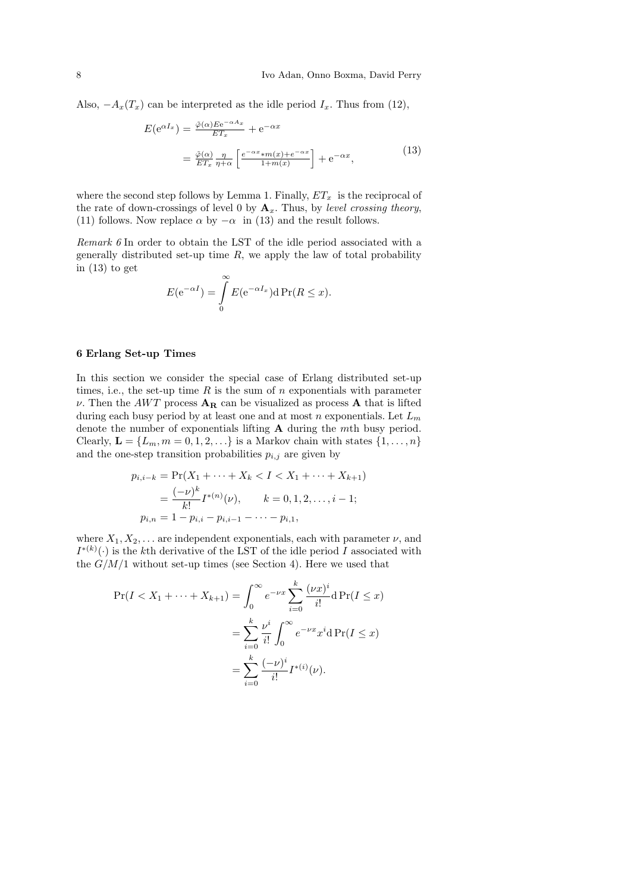Also, $-A_x(T_x)$ can be interpreted as the idle period $I_x$. Thus from (12),

$$
\begin{aligned}
E(\mathrm{e}^{\alpha I_x}) &= \frac{\tilde{\varphi}(\alpha) E \mathrm{e}^{-\alpha A_x}}{ET_x} + \mathrm{e}^{-\alpha x} \\
&= \frac{\tilde{\varphi}(\alpha)}{ET_x} \frac{\eta}{\eta+\alpha} \left[ \frac{e^{-\alpha x} * m(x) + e^{-\alpha x}}{1+m(x)} \right] + \mathrm{e}^{-\alpha x},
\end{aligned}
\tag{13}
$$

where the second step follows by Lemma 1. Finally, $ET_x$ is the reciprocal of the rate of down-crossings of level 0 by $\mathbf{A}_x$. Thus, by *level crossing theory*, (11) follows. Now replace $\alpha$ by $-\alpha$ in (13) and the result follows.

*Remark 6* In order to obtain the LST of the idle period associated with a generally distributed set-up time $R$, we apply the law of total probability in (13) to get

$$
E(\mathrm{e}^{-\alpha I}) = \int_0^\infty E(\mathrm{e}^{-\alpha I_x}) \mathrm{d} \Pr(R \le x).
$$

## 6 Erlang Set-up Times

In this section we consider the special case of Erlang distributed set-up times, i.e., the set-up time $R$ is the sum of $n$ exponentials with parameter $\nu$. Then the $AWT$ process $\mathbf{A_R}$ can be visualized as process $\mathbf{A}$ that is lifted during each busy period by at least one and at most $n$ exponentials. Let $L_m$ denote the number of exponentials lifting $\mathbf{A}$ during the $m$th busy period. Clearly, $\mathbf{L} = \{L_m, m = 0, 1, 2, \ldots\}$ is a Markov chain with states $\{1, \ldots, n\}$ and the one-step transition probabilities $p_{i,j}$ are given by

$$
\begin{aligned}
p_{i,i-k} &= \Pr(X_1 + \cdots + X_k < I < X_1 + \cdots + X_{k+1}) \\
&= \frac{(-\nu)^k}{k!} I^{*(n)}(\nu), \qquad k = 0, 1, 2, \ldots, i-1; \\
p_{i,n} &= 1 - p_{i,i} - p_{i,i-1} - \cdots - p_{i,1},
\end{aligned}
$$

where $X_1, X_2, \ldots$ are independent exponentials, each with parameter $\nu$, and $I^{*(k)}(\cdot)$ is the $k$th derivative of the LST of the idle period $I$ associated with the $G/M/1$ without set-up times (see Section 4). Here we used that

$$
\begin{aligned}
\Pr(I < X_1 + \cdots + X_{k+1}) &= \int_0^\infty e^{-\nu x} \sum_{i=0}^k \frac{(\nu x)^i}{i!} \mathrm{d} \Pr(I \le x) \\
&= \sum_{i=0}^k \frac{\nu^i}{i!} \int_0^\infty e^{-\nu x} x^i \mathrm{d} \Pr(I \le x) \\
&= \sum_{i=0}^k \frac{(-\nu)^i}{i!} I^{*(i)}(\nu).
\end{aligned}
$$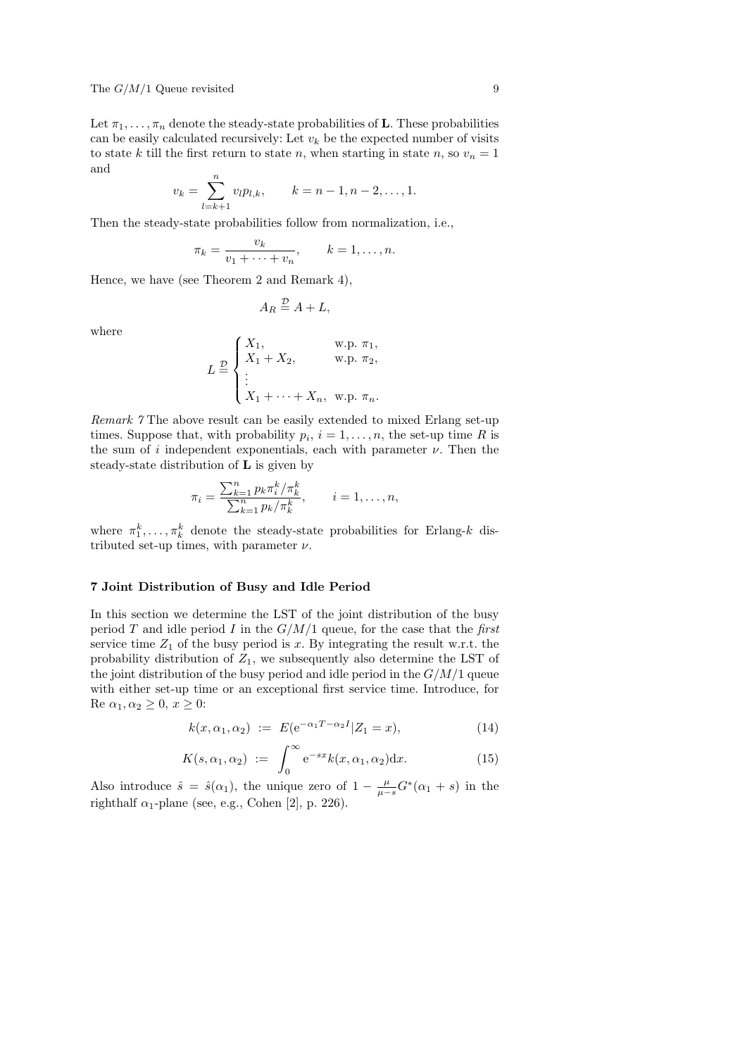Let $\pi_1, \ldots, \pi_n$ denote the steady-state probabilities of $\mathbf{L}$. These probabilities can be easily calculated recursively: Let $v_k$ be the expected number of visits to state $k$ till the first return to state $n$, when starting in state $n$, so $v_n = 1$ and

$$v_k = \sum_{l=k+1}^{n} v_l p_{l,k}, \qquad k = n-1, n-2, \ldots, 1.$$

Then the steady-state probabilities follow from normalization, i.e.,

$$\pi_k = \frac{v_k}{v_1 + \cdots + v_n}, \qquad k = 1, \ldots, n.$$

Hence, we have (see Theorem 2 and Remark 4),

$$A_R \stackrel{\mathcal{D}}{=} A + L,$$

where

$$L \stackrel{\mathcal{D}}{=} \begin{cases} X_1, & \text{w.p. } \pi_1, \\ X_1 + X_2, & \text{w.p. } \pi_2, \\ \vdots \\ X_1 + \cdots + X_n, & \text{w.p. } \pi_n. \end{cases}$$

*Remark 7* The above result can be easily extended to mixed Erlang set-up times. Suppose that, with probability $p_i$, $i = 1, \ldots, n$, the set-up time $R$ is the sum of $i$ independent exponentials, each with parameter $\nu$. Then the steady-state distribution of $\mathbf{L}$ is given by

$$\pi_i = \frac{\sum_{k=1}^{n} p_k \pi_i^k / \pi_k^k}{\sum_{k=1}^{n} p_k / \pi_k^k}, \qquad i = 1, \ldots, n,$$

where $\pi_1^k, \ldots, \pi_k^k$ denote the steady-state probabilities for Erlang-$k$ distributed set-up times, with parameter $\nu$.

## 7 Joint Distribution of Busy and Idle Period

In this section we determine the LST of the joint distribution of the busy period $T$ and idle period $I$ in the $G/M/1$ queue, for the case that the *first* service time $Z_1$ of the busy period is $x$. By integrating the result w.r.t. the probability distribution of $Z_1$, we subsequently also determine the LST of the joint distribution of the busy period and idle period in the $G/M/1$ queue with either set-up time or an exceptional first service time. Introduce, for $\text{Re } \alpha_1, \alpha_2 \geq 0$, $x \geq 0$:

$$k(x, \alpha_1, \alpha_2) \; := \; E(\mathrm{e}^{-\alpha_1 T - \alpha_2 I} | Z_1 = x), \tag{14}$$

$$K(s, \alpha_1, \alpha_2) \; := \; \int_0^\infty \mathrm{e}^{-sx} k(x, \alpha_1, \alpha_2) \mathrm{d}x. \tag{15}$$

Also introduce $\hat{s} = \hat{s}(\alpha_1)$, the unique zero of $1 - \frac{\mu}{\mu - s} G^*(\alpha_1 + s)$ in the righthalf $\alpha_1$-plane (see, e.g., Cohen [2], p. 226).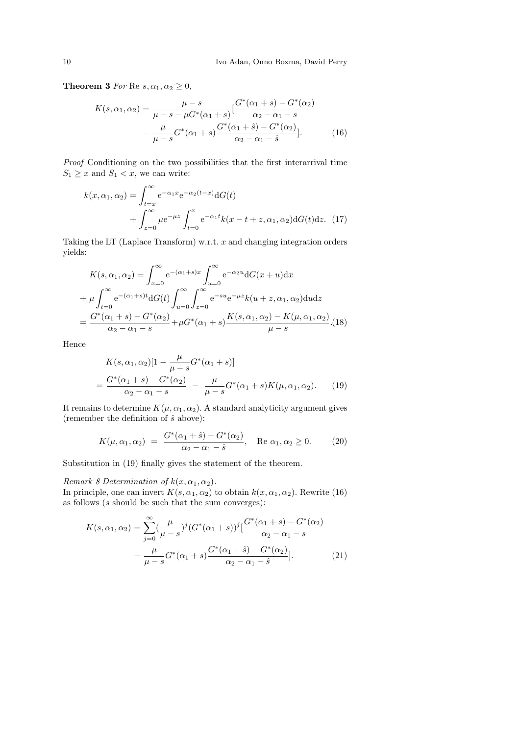**Theorem 3** *For* Re $s, \alpha_1, \alpha_2 \geq 0$,

$$K(s, \alpha_1, \alpha_2) = \frac{\mu - s}{\mu - s - \mu G^*(\alpha_1 + s)} [\frac{G^*(\alpha_1 + s) - G^*(\alpha_2)}{\alpha_2 - \alpha_1 - s} - \frac{\mu}{\mu - s} G^*(\alpha_1 + s) \frac{G^*(\alpha_1 + \hat{s}) - G^*(\alpha_2)}{\alpha_2 - \alpha_1 - \hat{s}}]. \quad (16)$$

*Proof* Conditioning on the two possibilities that the first interarrival time $S_1 \geq x$ and $S_1 < x$, we can write:

$$k(x, \alpha_1, \alpha_2) = \int_{t=x}^{\infty} \mathrm{e}^{-\alpha_1 x} \mathrm{e}^{-\alpha_2 (t-x)} \mathrm{d}G(t) + \int_{z=0}^{\infty} \mu \mathrm{e}^{-\mu z} \int_{t=0}^{x} \mathrm{e}^{-\alpha_1 t} k(x - t + z, \alpha_1, \alpha_2) \mathrm{d}G(t) \mathrm{d}z. \quad (17)$$

Taking the LT (Laplace Transform) w.r.t. $x$ and changing integration orders yields:

$$\begin{aligned} K(s, \alpha_1, \alpha_2) &= \int_{x=0}^{\infty} \mathrm{e}^{-(\alpha_1 + s)x} \int_{u=0}^{\infty} \mathrm{e}^{-\alpha_2 u} \mathrm{d}G(x + u) \mathrm{d}x \\ &+ \mu \int_{t=0}^{\infty} \mathrm{e}^{-(\alpha_1 + s)t} \mathrm{d}G(t) \int_{u=0}^{\infty} \int_{z=0}^{\infty} \mathrm{e}^{-su} \mathrm{e}^{-\mu z} k(u + z, \alpha_1, \alpha_2) \mathrm{d}u \mathrm{d}z \\ &= \frac{G^*(\alpha_1 + s) - G^*(\alpha_2)}{\alpha_2 - \alpha_1 - s} + \mu G^*(\alpha_1 + s) \frac{K(s, \alpha_1, \alpha_2) - K(\mu, \alpha_1, \alpha_2)}{\mu - s}. \quad (18) \end{aligned}$$

Hence

$$\begin{aligned} &K(s, \alpha_1, \alpha_2)[1 - \frac{\mu}{\mu - s} G^*(\alpha_1 + s)] \\ &= \frac{G^*(\alpha_1 + s) - G^*(\alpha_2)}{\alpha_2 - \alpha_1 - s} - \frac{\mu}{\mu - s} G^*(\alpha_1 + s) K(\mu, \alpha_1, \alpha_2). \quad (19) \end{aligned}$$

It remains to determine $K(\mu, \alpha_1, \alpha_2)$. A standard analyticity argument gives (remember the definition of $\hat{s}$ above):

$$K(\mu, \alpha_1, \alpha_2) = \frac{G^*(\alpha_1 + \hat{s}) - G^*(\alpha_2)}{\alpha_2 - \alpha_1 - \hat{s}}, \quad \text{Re } \alpha_1, \alpha_2 \geq 0. \quad (20)$$

Substitution in (19) finally gives the statement of the theorem.

*Remark 8 Determination of $k(x, \alpha_1, \alpha_2)$.*
In principle, one can invert $K(s, \alpha_1, \alpha_2)$ to obtain $k(x, \alpha_1, \alpha_2)$. Rewrite (16) as follows ($s$ should be such that the sum converges):

$$K(s, \alpha_1, \alpha_2) = \sum_{j=0}^{\infty} (\frac{\mu}{\mu - s})^j (G^*(\alpha_1 + s))^j [\frac{G^*(\alpha_1 + s) - G^*(\alpha_2)}{\alpha_2 - \alpha_1 - s} - \frac{\mu}{\mu - s} G^*(\alpha_1 + s) \frac{G^*(\alpha_1 + \hat{s}) - G^*(\alpha_2)}{\alpha_2 - \alpha_1 - \hat{s}}]. \quad (21)$$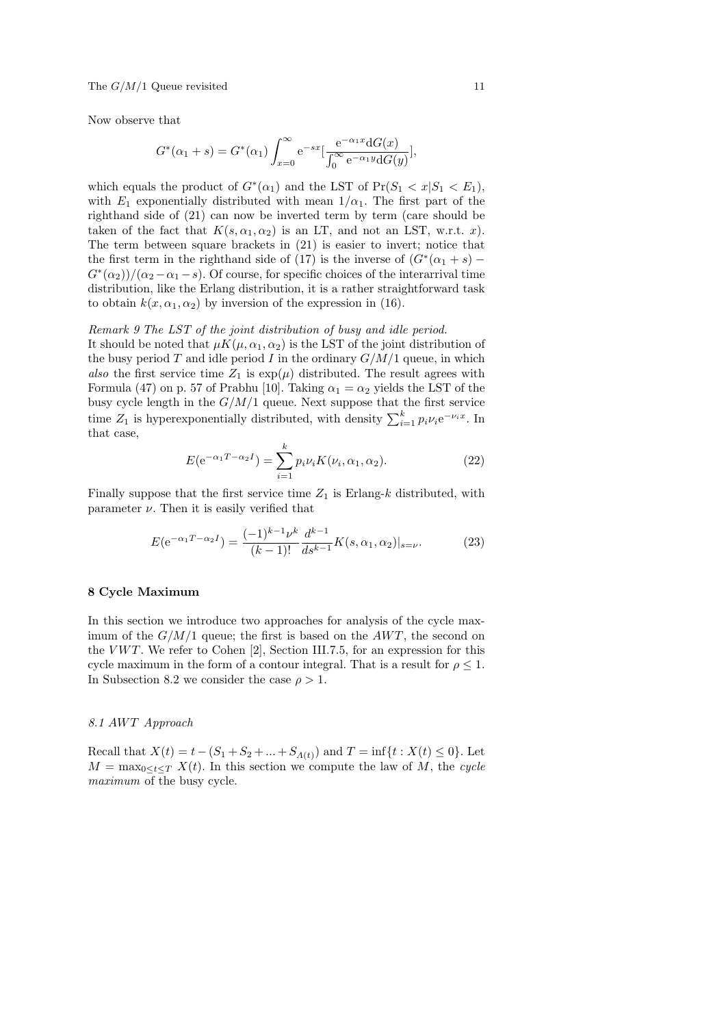Now observe that

$$G^*(\alpha_1 + s) = G^*(\alpha_1) \int_{x=0}^{\infty} \mathrm{e}^{-sx} [\frac{\mathrm{e}^{-\alpha_1 x} \mathrm{d}G(x)}{\int_0^{\infty} \mathrm{e}^{-\alpha_1 y} \mathrm{d}G(y)}],$$

which equals the product of $G^*(\alpha_1)$ and the LST of $\Pr(S_1 < x | S_1 < E_1)$, with $E_1$ exponentially distributed with mean $1/\alpha_1$. The first part of the righthand side of (21) can now be inverted term by term (care should be taken of the fact that $K(s, \alpha_1, \alpha_2)$ is an LT, and not an LST, w.r.t. $x$). The term between square brackets in (21) is easier to invert; notice that the first term in the righthand side of (17) is the inverse of $(G^*(\alpha_1 + s) - G^*(\alpha_2))/(\alpha_2 - \alpha_1 - s)$. Of course, for specific choices of the interarrival time distribution, like the Erlang distribution, it is a rather straightforward task to obtain $k(x, \alpha_1, \alpha_2)$ by inversion of the expression in (16).

*Remark 9 The LST of the joint distribution of busy and idle period.*
It should be noted that $\mu K(\mu, \alpha_1, \alpha_2)$ is the LST of the joint distribution of the busy period $T$ and idle period $I$ in the ordinary $G/M/1$ queue, in which *also* the first service time $Z_1$ is $\exp(\mu)$ distributed. The result agrees with Formula (47) on p. 57 of Prabhu [10]. Taking $\alpha_1 = \alpha_2$ yields the LST of the busy cycle length in the $G/M/1$ queue. Next suppose that the first service time $Z_1$ is hyperexponentially distributed, with density $\sum_{i=1}^{k} p_i \nu_i \mathrm{e}^{-\nu_i x}$. In that case,

$$E(\mathrm{e}^{-\alpha_1 T - \alpha_2 I}) = \sum_{i=1}^{k} p_i \nu_i K(\nu_i, \alpha_1, \alpha_2). \tag{22}$$

Finally suppose that the first service time $Z_1$ is Erlang-$k$ distributed, with parameter $\nu$. Then it is easily verified that

$$E(\mathrm{e}^{-\alpha_1 T - \alpha_2 I}) = \frac{(-1)^{k-1} \nu^k}{(k-1)!} \frac{d^{k-1}}{ds^{k-1}} K(s, \alpha_1, \alpha_2)|_{s=\nu}. \tag{23}$$

## 8 Cycle Maximum

In this section we introduce two approaches for analysis of the cycle maximum of the $G/M/1$ queue; the first is based on the $AWT$, the second on the $VWT$. We refer to Cohen [2], Section III.7.5, for an expression for this cycle maximum in the form of a contour integral. That is a result for $\rho \leq 1$. In Subsection 8.2 we consider the case $\rho > 1$.

### 8.1 $AWT$ Approach

Recall that $X(t) = t - (S_1 + S_2 + ... + S_{A(t)})$ and $T = \inf\{t : X(t) \leq 0\}$. Let $M = \max_{0 \leq t \leq T} X(t)$. In this section we compute the law of $M$, the *cycle maximum* of the busy cycle.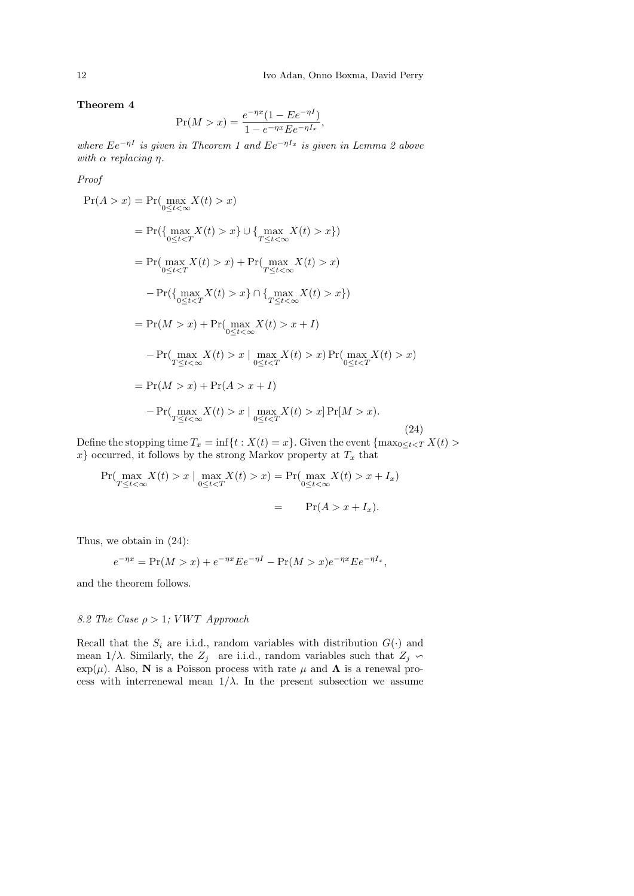**Theorem 4**

$$\Pr(M > x) = \frac{e^{-\eta x}(1 - Ee^{-\eta I})}{1 - e^{-\eta x} Ee^{-\eta I_x}},$$

*where $Ee^{-\eta I}$ is given in Theorem 1 and $Ee^{-\eta I_x}$ is given in Lemma 2 above with $\alpha$ replacing $\eta$.*

*Proof*

$$\begin{aligned}
\Pr(A > x) &= \Pr(\max_{0 \le t < \infty} X(t) > x) \\
&= \Pr(\{\max_{0 \le t < T} X(t) > x\} \cup \{\max_{T \le t < \infty} X(t) > x\}) \\
&= \Pr(\max_{0 \le t < T} X(t) > x) + \Pr(\max_{T \le t < \infty} X(t) > x) \\
&\quad - \Pr(\{\max_{0 \le t < T} X(t) > x\} \cap \{\max_{T \le t < \infty} X(t) > x\}) \\
&= \Pr(M > x) + \Pr(\max_{0 \le t < \infty} X(t) > x + I) \\
&\quad - \Pr(\max_{T \le t < \infty} X(t) > x \mid \max_{0 \le t < T} X(t) > x) \Pr(\max_{0 \le t < T} X(t) > x) \\
&= \Pr(M > x) + \Pr(A > x + I) \\
&\quad - \Pr(\max_{T \le t < \infty} X(t) > x \mid \max_{0 \le t < T} X(t) > x] \Pr[M > x).
\end{aligned} \tag{24}$$

Define the stopping time $T_x = \inf\{t : X(t) = x\}$. Given the event $\{\max_{0 \le t < T} X(t) > x\}$ occurred, it follows by the strong Markov property at $T_x$ that

$$\begin{aligned}
\Pr(\max_{T \le t < \infty} X(t) > x \mid \max_{0 \le t < T} X(t) > x) &= \Pr(\max_{0 \le t < \infty} X(t) > x + I_x) \\
&= \Pr(A > x + I_x).
\end{aligned}$$

Thus, we obtain in (24):

$$e^{-\eta x} = \Pr(M > x) + e^{-\eta x} Ee^{-\eta I} - \Pr(M > x) e^{-\eta x} Ee^{-\eta I_x},$$

and the theorem follows.

### *8.2 The Case $\rho > 1$; VWT Approach*

Recall that the $S_i$ are i.i.d., random variables with distribution $G(\cdot)$ and mean $1/\lambda$. Similarly, the $Z_j$ are i.i.d., random variables such that $Z_j \backsim \exp(\mu)$. Also, $\mathbf{N}$ is a Poisson process with rate $\mu$ and $\mathbf{\Lambda}$ is a renewal process with interrenewal mean $1/\lambda$. In the present subsection we assume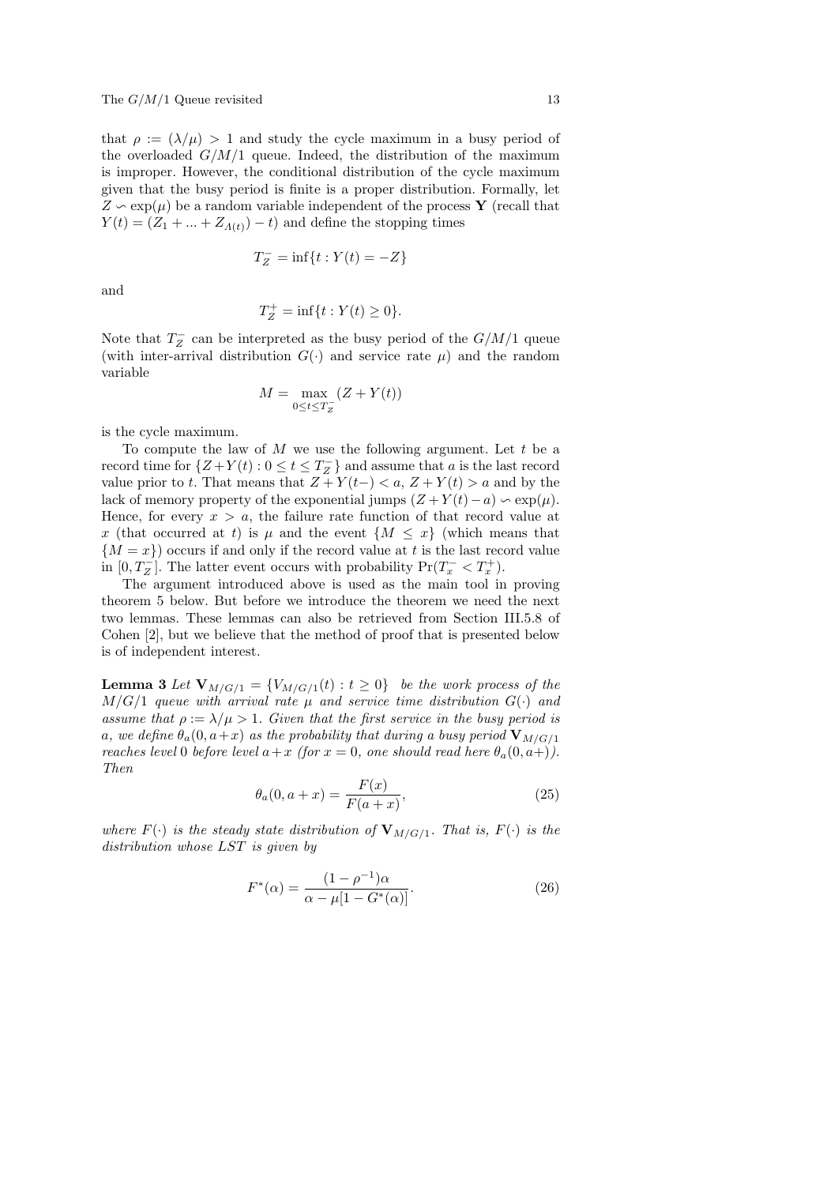that $\rho := (\lambda/\mu) > 1$ and study the cycle maximum in a busy period of the overloaded $G/M/1$ queue. Indeed, the distribution of the maximum is improper. However, the conditional distribution of the cycle maximum given that the busy period is finite is a proper distribution. Formally, let $Z \backsim \exp(\mu)$ be a random variable independent of the process $\mathbf{Y}$ (recall that $Y(t) = (Z_1 + ... + Z_{\Lambda(t)}) - t$) and define the stopping times

$$T_Z^- = \inf\{t : Y(t) = -Z\}$$

and

$$T_Z^+ = \inf\{t : Y(t) \geq 0\}.$$

Note that $T_Z^-$ can be interpreted as the busy period of the $G/M/1$ queue (with inter-arrival distribution $G(\cdot)$ and service rate $\mu$) and the random variable

$$M = \max_{0 \leq t \leq T_Z^-} (Z + Y(t))$$

is the cycle maximum.

To compute the law of $M$ we use the following argument. Let $t$ be a record time for $\{Z+Y(t) : 0 \leq t \leq T_Z^-\}$ and assume that $a$ is the last record value prior to $t$. That means that $Z + Y(t-) < a$, $Z + Y(t) > a$ and by the lack of memory property of the exponential jumps $(Z + Y(t) - a) \backsim \exp(\mu)$. Hence, for every $x > a$, the failure rate function of that record value at $x$ (that occurred at $t$) is $\mu$ and the event $\{M \leq x\}$ (which means that $\{M = x\}$) occurs if and only if the record value at $t$ is the last record value in $[0, T_Z^-]$. The latter event occurs with probability $\Pr(T_x^- < T_x^+)$.

The argument introduced above is used as the main tool in proving theorem 5 below. But before we introduce the theorem we need the next two lemmas. These lemmas can also be retrieved from Section III.5.8 of Cohen [2], but we believe that the method of proof that is presented below is of independent interest.

**Lemma 3** *Let $\mathbf{V}_{M/G/1} = \{V_{M/G/1}(t) : t \geq 0\}$ be the work process of the $M/G/1$ queue with arrival rate $\mu$ and service time distribution $G(\cdot)$ and assume that $\rho := \lambda/\mu > 1$. Given that the first service in the busy period is $a$, we define $\theta_a(0, a+x)$ as the probability that during a busy period $\mathbf{V}_{M/G/1}$ reaches level $0$ before level $a+x$ (for $x = 0$, one should read here $\theta_a(0, a+)$). Then*

$$\theta_a(0, a + x) = \frac{F(x)}{F(a + x)}, \tag{25}$$

*where $F(\cdot)$ is the steady state distribution of $\mathbf{V}_{M/G/1}$. That is, $F(\cdot)$ is the distribution whose LST is given by*

$$F^*(\alpha) = \frac{(1 - \rho^{-1})\alpha}{\alpha - \mu[1 - G^*(\alpha)]}. \tag{26}$$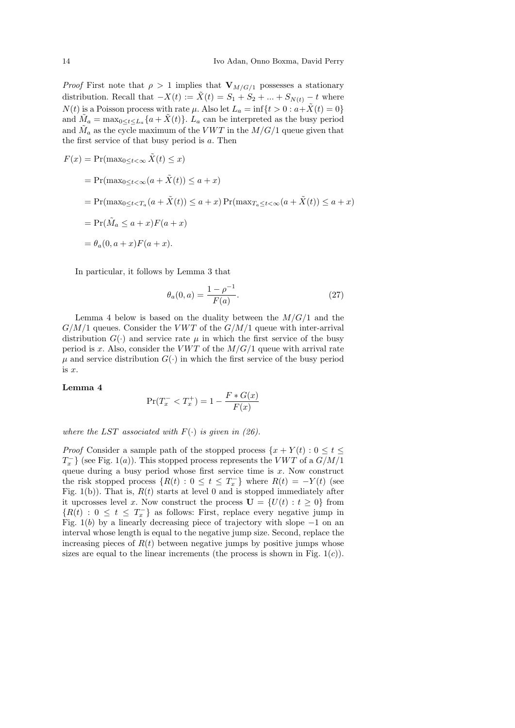*Proof* First note that $\rho > 1$ implies that $\mathbf{V}_{M/G/1}$ possesses a stationary distribution. Recall that $-X(t) := \tilde{X}(t) = S_1 + S_2 + ... + S_{N(t)} - t$ where $N(t)$ is a Poisson process with rate $\mu$. Also let $L_a = \inf\{t > 0 : a + \tilde{X}(t) = 0\}$ and $\tilde{M}_a = \max_{0 \le t \le L_a}\{a + \tilde{X}(t)\}$. $L_a$ can be interpreted as the busy period and $\tilde{M}_a$ as the cycle maximum of the $VWT$ in the $M/G/1$ queue given that the first service of that busy period is $a$. Then

$$
\begin{aligned}
F(x) &= \Pr(\max_{0 \le t < \infty} \tilde{X}(t) \le x) \\
&= \Pr(\max_{0 \le t < \infty}(a + \tilde{X}(t)) \le a + x) \\
&= \Pr(\max_{0 \le t < T_a}(a + \tilde{X}(t)) \le a + x) \Pr(\max_{T_a \le t < \infty}(a + \tilde{X}(t)) \le a + x) \\
&= \Pr(\tilde{M}_a \le a + x) F(a + x) \\
&= \theta_a(0, a + x) F(a + x).
\end{aligned}
$$

In particular, it follows by Lemma 3 that

$$
\theta_a(0, a) = \frac{1 - \rho^{-1}}{F(a)}. \tag{27}
$$

Lemma 4 below is based on the duality between the $M/G/1$ and the $G/M/1$ queues. Consider the $VWT$ of the $G/M/1$ queue with inter-arrival distribution $G(\cdot)$ and service rate $\mu$ in which the first service of the busy period is $x$. Also, consider the $VWT$ of the $M/G/1$ queue with arrival rate $\mu$ and service distribution $G(\cdot)$ in which the first service of the busy period is $x$.

**Lemma 4**

$$
\Pr(T_x^- < T_x^+) = 1 - \frac{F * G(x)}{F(x)}
$$

*where the LST associated with $F(\cdot)$ is given in (26).*

*Proof* Consider a sample path of the stopped process $\{x + Y(t) : 0 \le t \le T_x^-\}$ (see Fig. 1$(a)$). This stopped process represents the $VWT$ of a $G/M/1$ queue during a busy period whose first service time is $x$. Now construct the risk stopped process $\{R(t) : 0 \le t \le T_x^-\}$ where $R(t) = -Y(t)$ (see Fig. 1(b)). That is, $R(t)$ starts at level 0 and is stopped immediately after it upcrosses level $x$. Now construct the process $\mathbf{U} = \{U(t) : t \ge 0\}$ from $\{R(t) : 0 \le t \le T_x^-\}$ as follows: First, replace every negative jump in Fig. 1$(b)$ by a linearly decreasing piece of trajectory with slope $-1$ on an interval whose length is equal to the negative jump size. Second, replace the increasing pieces of $R(t)$ between negative jumps by positive jumps whose sizes are equal to the linear increments (the process is shown in Fig. 1$(c)$).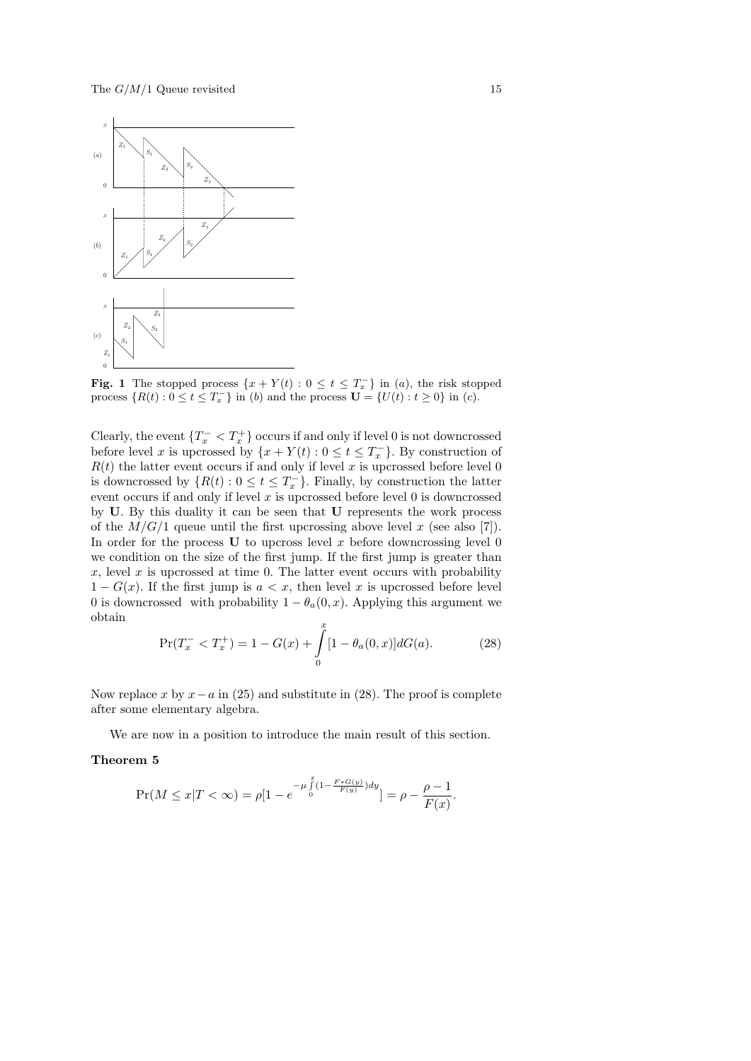**Fig. 1** The stopped process $\{x + Y(t) : 0 \le t \le T_x^-\}$ in $(a)$, the risk stopped process $\{R(t) : 0 \le t \le T_x^-\}$ in $(b)$ and the process $\mathbf{U} = \{U(t) : t \ge 0\}$ in $(c)$.

Clearly, the event $\{T_x^- < T_x^+\}$ occurs if and only if level 0 is not downcrossed before level $x$ is upcrossed by $\{x + Y(t) : 0 \le t \le T_x^-\}$. By construction of $R(t)$ the latter event occurs if and only if level $x$ is upcrossed before level 0 is downcrossed by $\{R(t) : 0 \le t \le T_x^-\}$. Finally, by construction the latter event occurs if and only if level $x$ is upcrossed before level 0 is downcrossed by $\mathbf{U}$. By this duality it can be seen that $\mathbf{U}$ represents the work process of the $M/G/1$ queue until the first upcrossing above level $x$ (see also [7]). In order for the process $\mathbf{U}$ to upcross level $x$ before downcrossing level 0 we condition on the size of the first jump. If the first jump is greater than $x$, level $x$ is upcrossed at time 0. The latter event occurs with probability $1 - G(x)$. If the first jump is $a < x$, then level $x$ is upcrossed before level 0 is downcrossed with probability $1 - \theta_a(0, x)$. Applying this argument we obtain

$$\Pr(T_x^- < T_x^+) = 1 - G(x) + \int_0^x [1 - \theta_a(0, x)] dG(a). \tag{28}$$

Now replace $x$ by $x - a$ in (25) and substitute in (28). The proof is complete after some elementary algebra.

We are now in a position to introduce the main result of this section.

**Theorem 5**

$$\Pr(M \le x | T < \infty) = \rho[1 - e^{-\mu \int_0^x (1 - \frac{F * G(y)}{F(y)}) dy}] = \rho - \frac{\rho - 1}{F(x)}.$$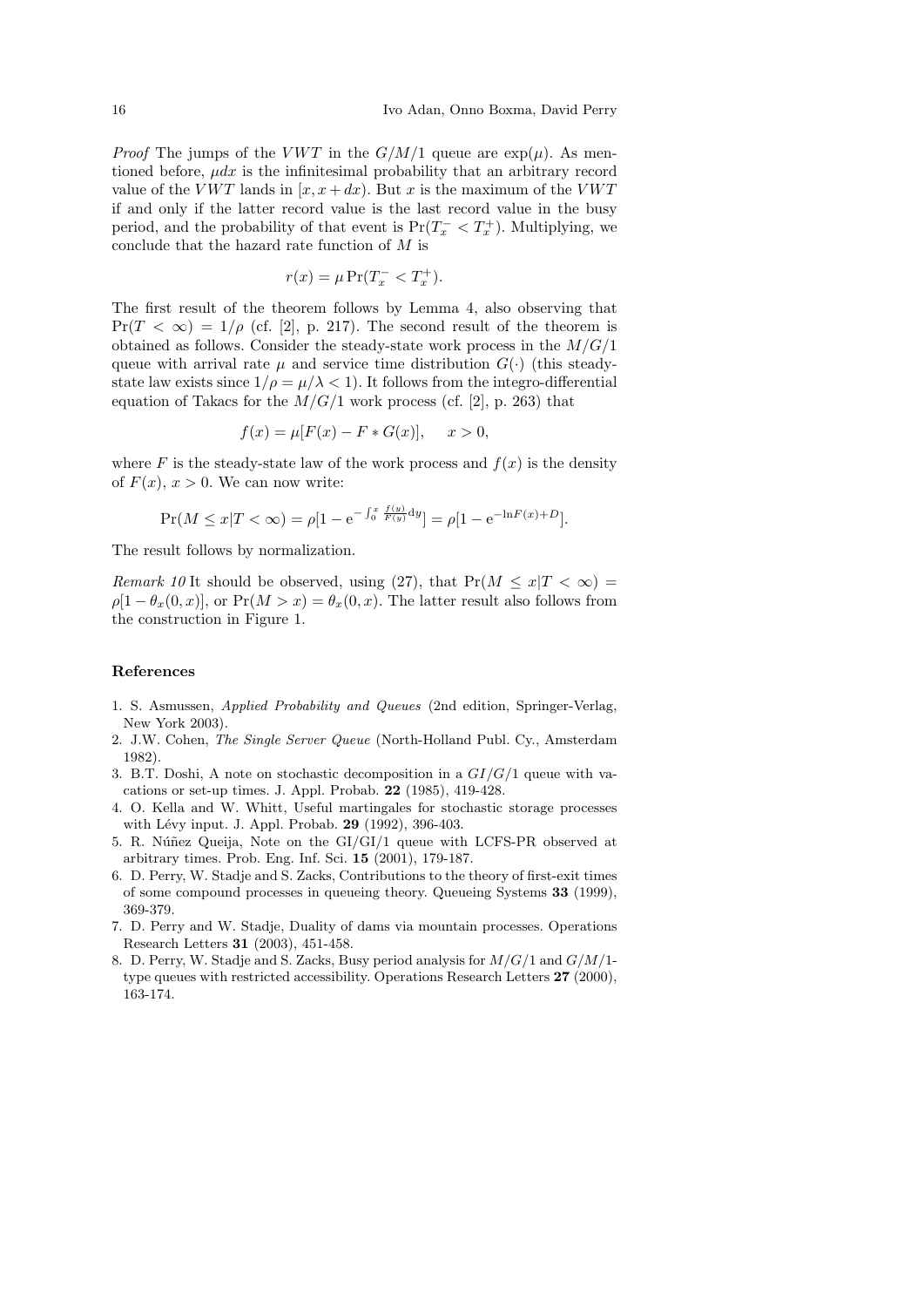*Proof* The jumps of the $VWT$ in the $G/M/1$ queue are $\exp(\mu)$. As mentioned before, $\mu dx$ is the infinitesimal probability that an arbitrary record value of the $VWT$ lands in $[x, x+dx)$. But $x$ is the maximum of the $VWT$ if and only if the latter record value is the last record value in the busy period, and the probability of that event is $\Pr(T_x^- < T_x^+)$. Multiplying, we conclude that the hazard rate function of $M$ is

$$r(x) = \mu \Pr(T_x^- < T_x^+).$$

The first result of the theorem follows by Lemma 4, also observing that $\Pr(T < \infty) = 1/\rho$ (cf. [2], p. 217). The second result of the theorem is obtained as follows. Consider the steady-state work process in the $M/G/1$ queue with arrival rate $\mu$ and service time distribution $G(\cdot)$ (this steady-state law exists since $1/\rho = \mu/\lambda < 1$). It follows from the integro-differential equation of Takacs for the $M/G/1$ work process (cf. [2], p. 263) that

$$f(x) = \mu[F(x) - F * G(x)], \quad x > 0,$$

where $F$ is the steady-state law of the work process and $f(x)$ is the density of $F(x)$, $x > 0$. We can now write:

$$\Pr(M \leq x | T < \infty) = \rho[1 - \mathrm{e}^{-\int_0^x \frac{f(y)}{F(y)} \mathrm{d}y}] = \rho[1 - \mathrm{e}^{-\ln F(x) + D}].$$

The result follows by normalization.

*Remark 10* It should be observed, using (27), that $\Pr(M \leq x | T < \infty) = \rho[1 - \theta_x(0, x)]$, or $\Pr(M > x) = \theta_x(0, x)$. The latter result also follows from the construction in Figure 1.

**References**

1. S. Asmussen, *Applied Probability and Queues* (2nd edition, Springer-Verlag, New York 2003).
2. J.W. Cohen, *The Single Server Queue* (North-Holland Publ. Cy., Amsterdam 1982).
3. B.T. Doshi, A note on stochastic decomposition in a $GI/G/1$ queue with vacations or set-up times. J. Appl. Probab. **22** (1985), 419-428.
4. O. Kella and W. Whitt, Useful martingales for stochastic storage processes with Lévy input. J. Appl. Probab. **29** (1992), 396-403.
5. R. Núñez Queija, Note on the GI/GI/1 queue with LCFS-PR observed at arbitrary times. Prob. Eng. Inf. Sci. **15** (2001), 179-187.
6. D. Perry, W. Stadje and S. Zacks, Contributions to the theory of first-exit times of some compound processes in queueing theory. Queueing Systems **33** (1999), 369-379.
7. D. Perry and W. Stadje, Duality of dams via mountain processes. Operations Research Letters **31** (2003), 451-458.
8. D. Perry, W. Stadje and S. Zacks, Busy period analysis for $M/G/1$ and $G/M/1$-type queues with restricted accessibility. Operations Research Letters **27** (2000), 163-174.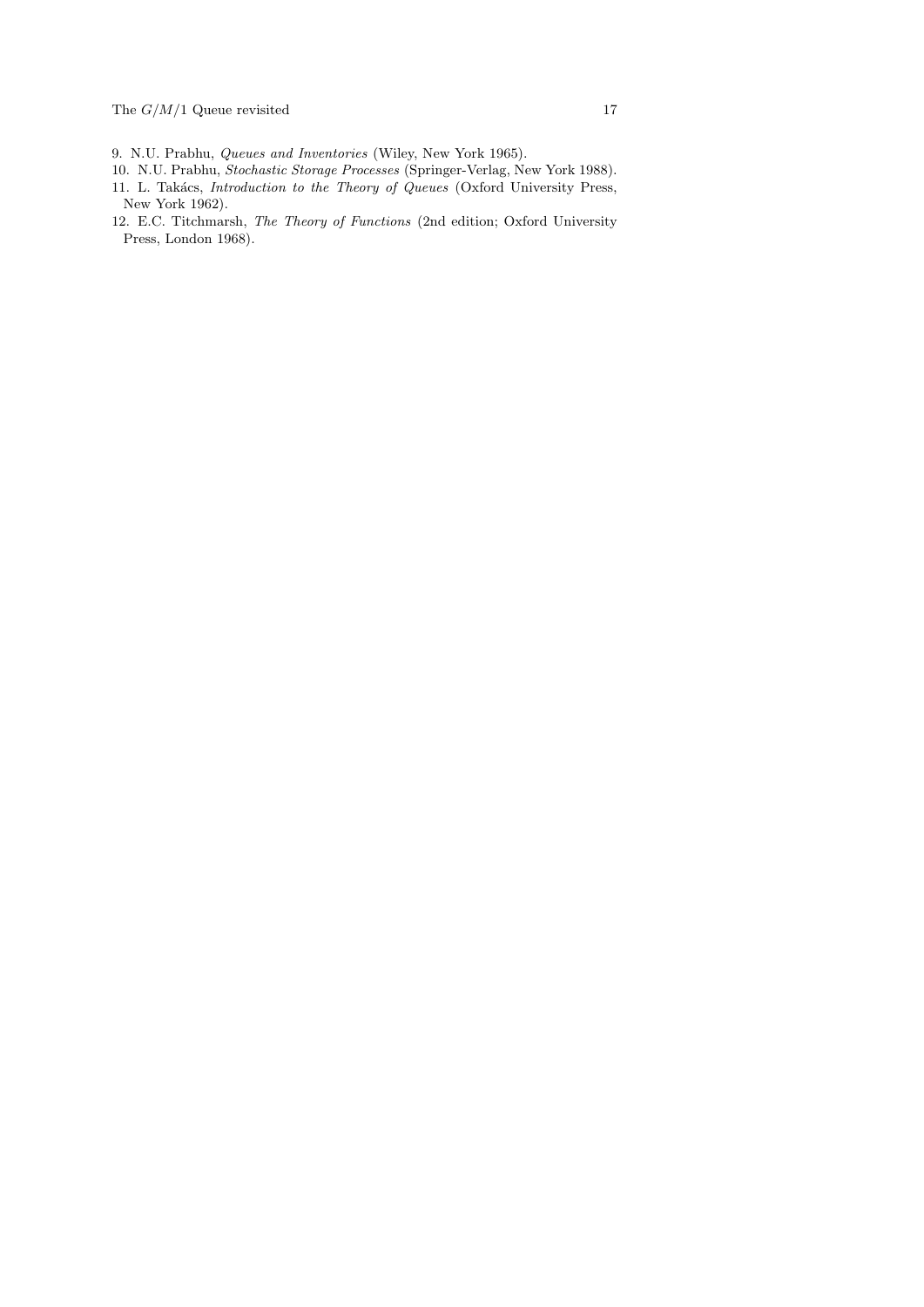9. N.U. Prabhu, *Queues and Inventories* (Wiley, New York 1965).
10. N.U. Prabhu, *Stochastic Storage Processes* (Springer-Verlag, New York 1988).
11. L. Takács, *Introduction to the Theory of Queues* (Oxford University Press, New York 1962).
12. E.C. Titchmarsh, *The Theory of Functions* (2nd edition; Oxford University Press, London 1968).